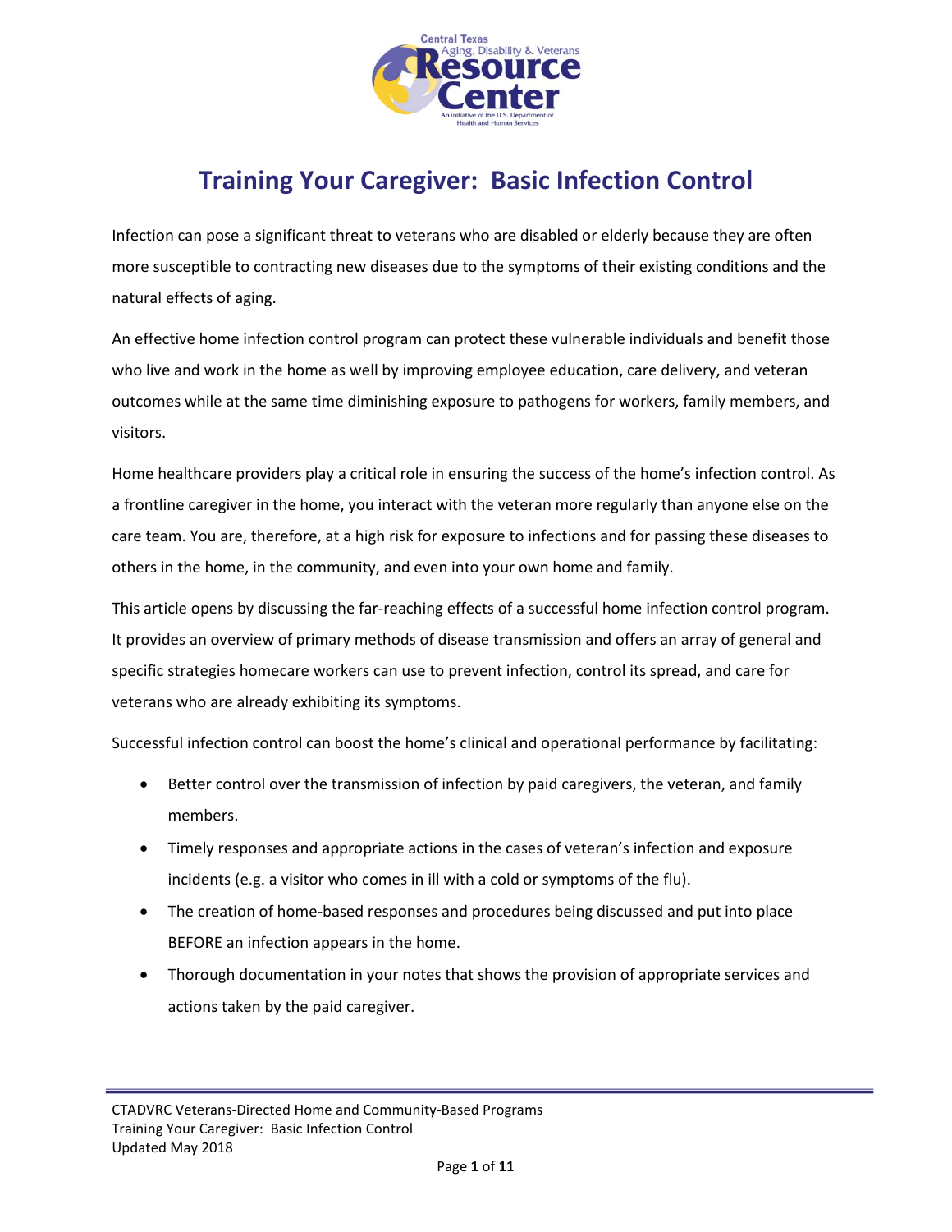# Training Your Caregiver: Basic Infection Control

Infection can pose a significant threat to veterans who are disabled or elderly because they are often more susceptible to contracting new diseases due to the symptoms of their existing conditions and the natural effects of aging.

An effective home infection control program can protect these vulnerable individuals and benefit those who live and work in the home as well by improving employee education, care delivery, and veteran outcomes while at the same time diminishing exposure to pathogens for workers, family members, and visitors.

Home healthcare providers play a critical role in ensuring the success of the home's infection control. As a frontline caregiver in the home, you interact with the veteran more regularly than anyone else on the care team. You are, therefore, at a high risk for exposure to infections and for passing these diseases to others in the home, in the community, and even into your own home and family.

This article opens by discussing the far-reaching effects of a successful home infection control program. It provides an overview of primary methods of disease transmission and offers an array of general and specific strategies homecare workers can use to prevent infection, control its spread, and care for veterans who are already exhibiting its symptoms.

Successful infection control can boost the home's clinical and operational performance by facilitating:

- Better control over the transmission of infection by paid caregivers, the veteran, and family members.
- Timely responses and appropriate actions in the cases of veteran's infection and exposure incidents (e.g. a visitor who comes in ill with a cold or symptoms of the flu).
- The creation of home-based responses and procedures being discussed and put into place BEFORE an infection appears in the home.
- Thorough documentation in your notes that shows the provision of appropriate services and actions taken by the paid caregiver.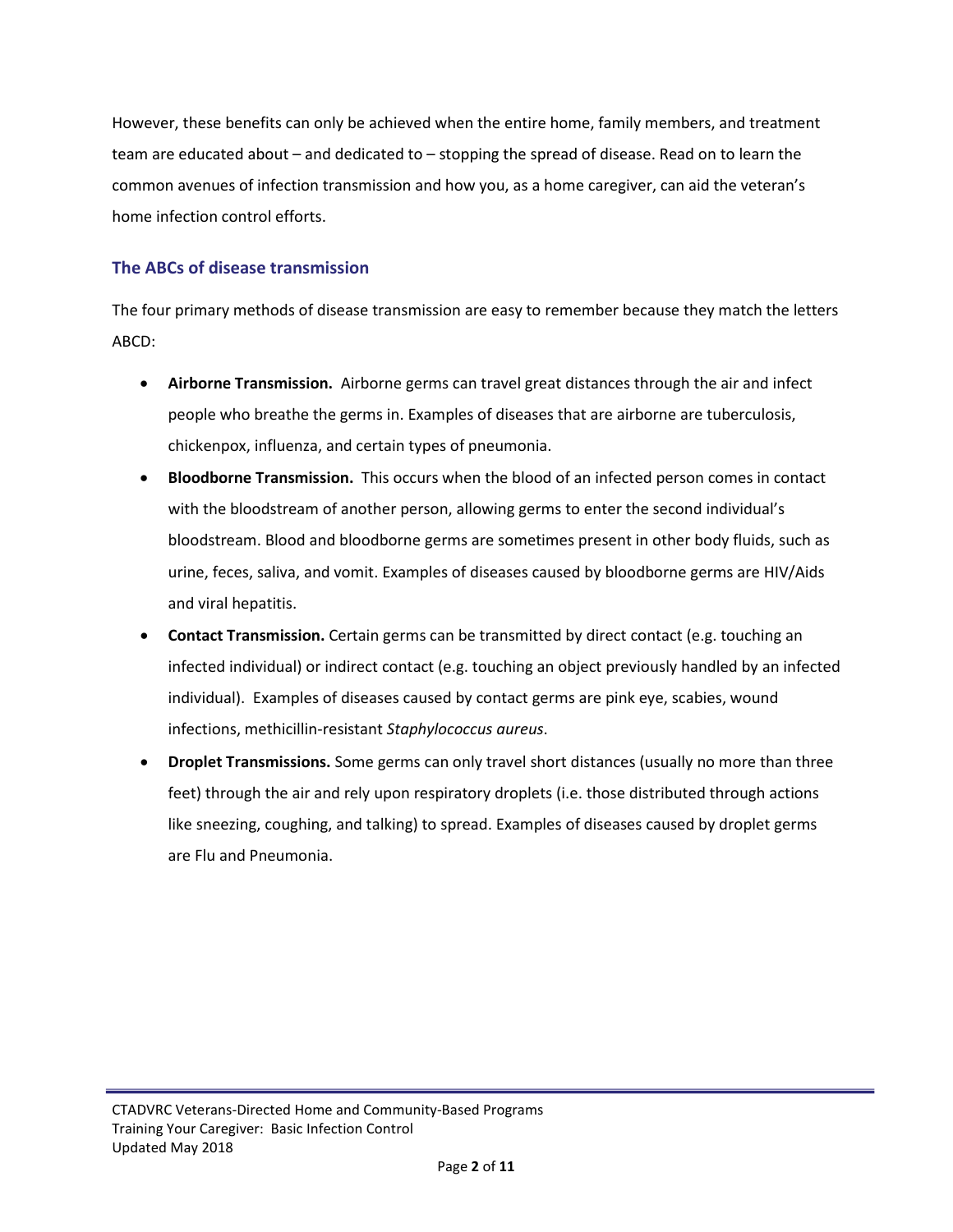However, these benefits can only be achieved when the entire home, family members, and treatment team are educated about – and dedicated to – stopping the spread of disease. Read on to learn the common avenues of infection transmission and how you, as a home caregiver, can aid the veteran's home infection control efforts.

## The ABCs of disease transmission

The four primary methods of disease transmission are easy to remember because they match the letters ABCD:

- **Airborne Transmission.** Airborne germs can travel great distances through the air and infect people who breathe the germs in. Examples of diseases that are airborne are tuberculosis, chickenpox, influenza, and certain types of pneumonia.
- **Bloodborne Transmission.** This occurs when the blood of an infected person comes in contact with the bloodstream of another person, allowing germs to enter the second individual's bloodstream. Blood and bloodborne germs are sometimes present in other body fluids, such as urine, feces, saliva, and vomit. Examples of diseases caused by bloodborne germs are HIV/Aids and viral hepatitis.
- **Contact Transmission.** Certain germs can be transmitted by direct contact (e.g. touching an infected individual) or indirect contact (e.g. touching an object previously handled by an infected individual). Examples of diseases caused by contact germs are pink eye, scabies, wound infections, methicillin-resistant *Staphylococcus aureus*.
- **Droplet Transmissions.** Some germs can only travel short distances (usually no more than three feet) through the air and rely upon respiratory droplets (i.e. those distributed through actions like sneezing, coughing, and talking) to spread. Examples of diseases caused by droplet germs are Flu and Pneumonia.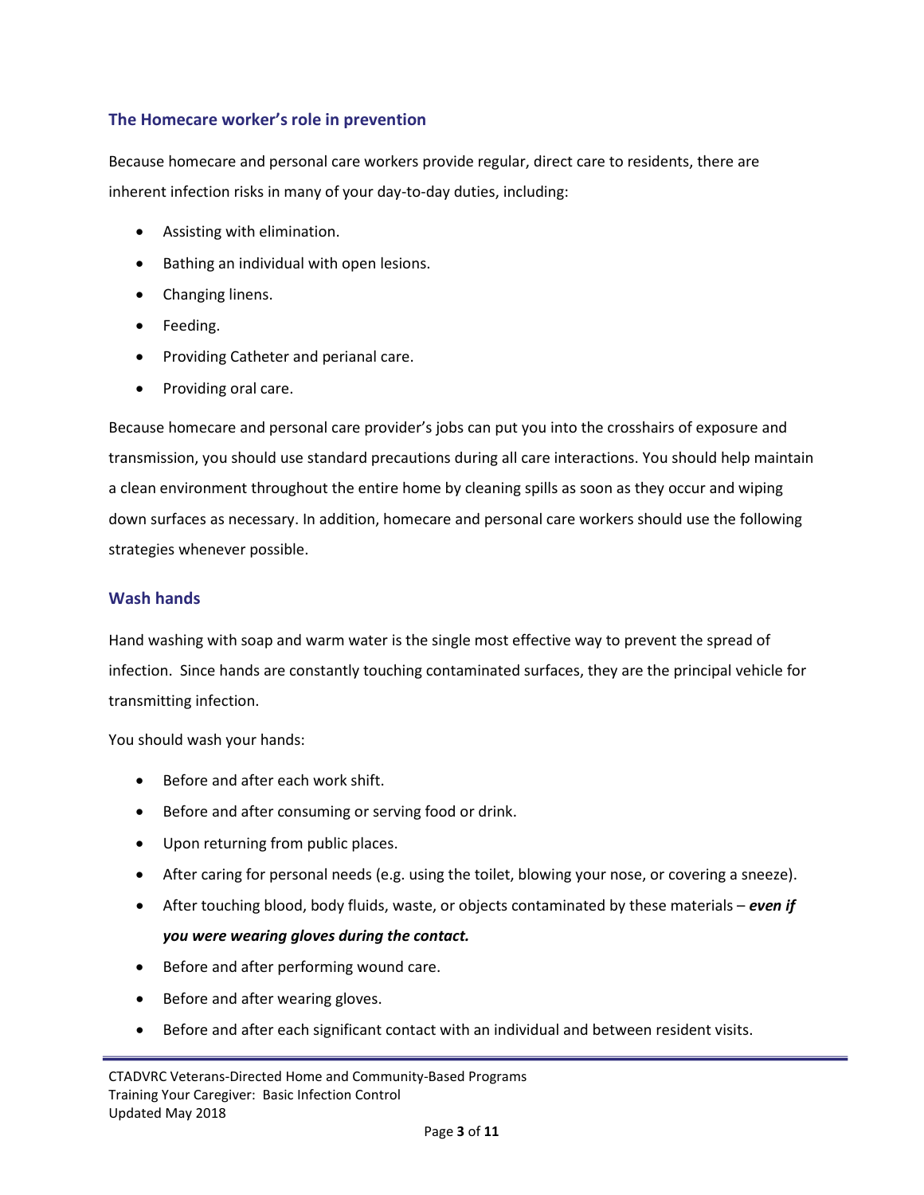## The Homecare worker's role in prevention

Because homecare and personal care workers provide regular, direct care to residents, there are inherent infection risks in many of your day-to-day duties, including:

- Assisting with elimination.
- Bathing an individual with open lesions.
- Changing linens.
- Feeding.
- Providing Catheter and perianal care.
- Providing oral care.

Because homecare and personal care provider's jobs can put you into the crosshairs of exposure and transmission, you should use standard precautions during all care interactions. You should help maintain a clean environment throughout the entire home by cleaning spills as soon as they occur and wiping down surfaces as necessary. In addition, homecare and personal care workers should use the following strategies whenever possible.

## Wash hands

Hand washing with soap and warm water is the single most effective way to prevent the spread of infection. Since hands are constantly touching contaminated surfaces, they are the principal vehicle for transmitting infection.

You should wash your hands:

- Before and after each work shift.
- Before and after consuming or serving food or drink.
- Upon returning from public places.
- After caring for personal needs (e.g. using the toilet, blowing your nose, or covering a sneeze).
- After touching blood, body fluids, waste, or objects contaminated by these materials – ***even if you were wearing gloves during the contact.***
- Before and after performing wound care.
- Before and after wearing gloves.
- Before and after each significant contact with an individual and between resident visits.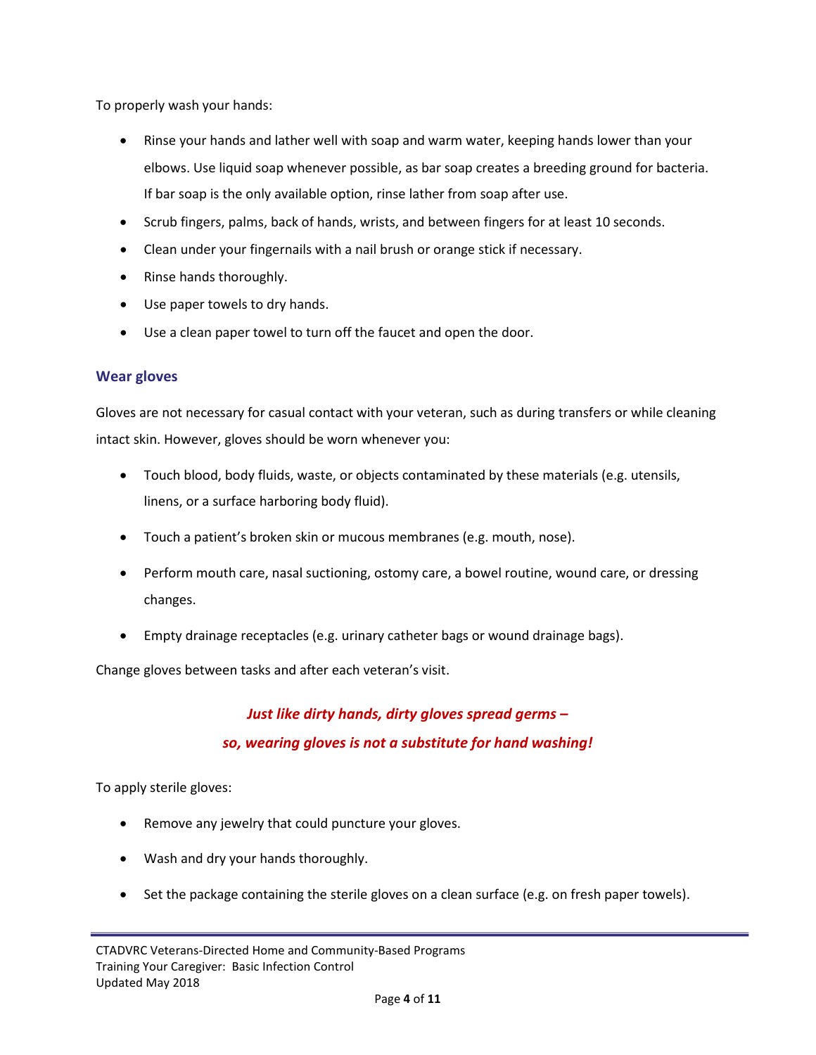To properly wash your hands:

- Rinse your hands and lather well with soap and warm water, keeping hands lower than your elbows. Use liquid soap whenever possible, as bar soap creates a breeding ground for bacteria. If bar soap is the only available option, rinse lather from soap after use.
- Scrub fingers, palms, back of hands, wrists, and between fingers for at least 10 seconds.
- Clean under your fingernails with a nail brush or orange stick if necessary.
- Rinse hands thoroughly.
- Use paper towels to dry hands.
- Use a clean paper towel to turn off the faucet and open the door.

### Wear gloves

Gloves are not necessary for casual contact with your veteran, such as during transfers or while cleaning intact skin. However, gloves should be worn whenever you:

- Touch blood, body fluids, waste, or objects contaminated by these materials (e.g. utensils, linens, or a surface harboring body fluid).
- Touch a patient's broken skin or mucous membranes (e.g. mouth, nose).
- Perform mouth care, nasal suctioning, ostomy care, a bowel routine, wound care, or dressing changes.
- Empty drainage receptacles (e.g. urinary catheter bags or wound drainage bags).

Change gloves between tasks and after each veteran's visit.

***Just like dirty hands, dirty gloves spread germs –***
***so, wearing gloves is not a substitute for hand washing!***

To apply sterile gloves:

- Remove any jewelry that could puncture your gloves.
- Wash and dry your hands thoroughly.
- Set the package containing the sterile gloves on a clean surface (e.g. on fresh paper towels).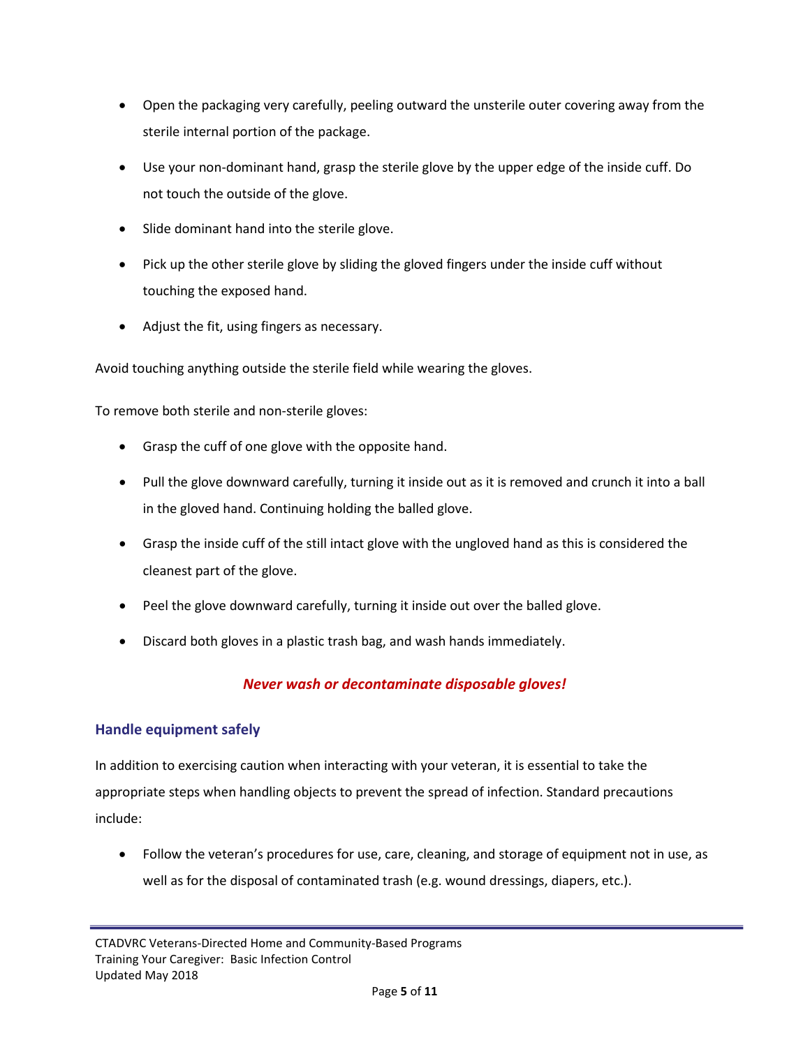- Open the packaging very carefully, peeling outward the unsterile outer covering away from the sterile internal portion of the package.
- Use your non-dominant hand, grasp the sterile glove by the upper edge of the inside cuff. Do not touch the outside of the glove.
- Slide dominant hand into the sterile glove.
- Pick up the other sterile glove by sliding the gloved fingers under the inside cuff without touching the exposed hand.
- Adjust the fit, using fingers as necessary.

Avoid touching anything outside the sterile field while wearing the gloves.

To remove both sterile and non-sterile gloves:

- Grasp the cuff of one glove with the opposite hand.
- Pull the glove downward carefully, turning it inside out as it is removed and crunch it into a ball in the gloved hand. Continuing holding the balled glove.
- Grasp the inside cuff of the still intact glove with the ungloved hand as this is considered the cleanest part of the glove.
- Peel the glove downward carefully, turning it inside out over the balled glove.
- Discard both gloves in a plastic trash bag, and wash hands immediately.

***Never wash or decontaminate disposable gloves!***

### Handle equipment safely

In addition to exercising caution when interacting with your veteran, it is essential to take the appropriate steps when handling objects to prevent the spread of infection. Standard precautions include:

- Follow the veteran's procedures for use, care, cleaning, and storage of equipment not in use, as well as for the disposal of contaminated trash (e.g. wound dressings, diapers, etc.).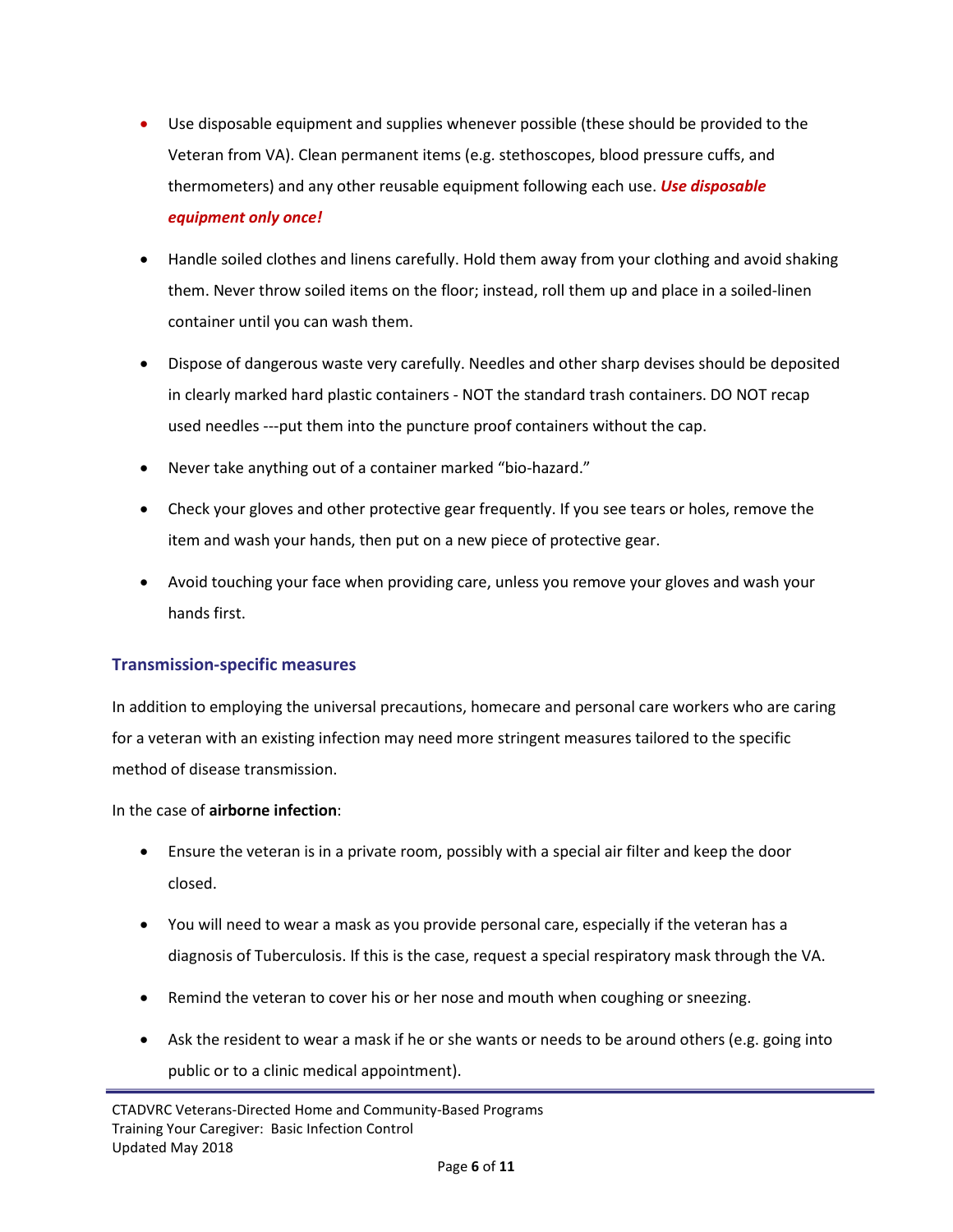- Use disposable equipment and supplies whenever possible (these should be provided to the Veteran from VA). Clean permanent items (e.g. stethoscopes, blood pressure cuffs, and thermometers) and any other reusable equipment following each use. ***Use disposable equipment only once!***
- Handle soiled clothes and linens carefully. Hold them away from your clothing and avoid shaking them. Never throw soiled items on the floor; instead, roll them up and place in a soiled-linen container until you can wash them.
- Dispose of dangerous waste very carefully. Needles and other sharp devises should be deposited in clearly marked hard plastic containers - NOT the standard trash containers. DO NOT recap used needles ---put them into the puncture proof containers without the cap.
- Never take anything out of a container marked "bio-hazard."
- Check your gloves and other protective gear frequently. If you see tears or holes, remove the item and wash your hands, then put on a new piece of protective gear.
- Avoid touching your face when providing care, unless you remove your gloves and wash your hands first.

### Transmission-specific measures

In addition to employing the universal precautions, homecare and personal care workers who are caring for a veteran with an existing infection may need more stringent measures tailored to the specific method of disease transmission.

In the case of **airborne infection**:

- Ensure the veteran is in a private room, possibly with a special air filter and keep the door closed.
- You will need to wear a mask as you provide personal care, especially if the veteran has a diagnosis of Tuberculosis. If this is the case, request a special respiratory mask through the VA.
- Remind the veteran to cover his or her nose and mouth when coughing or sneezing.
- Ask the resident to wear a mask if he or she wants or needs to be around others (e.g. going into public or to a clinic medical appointment).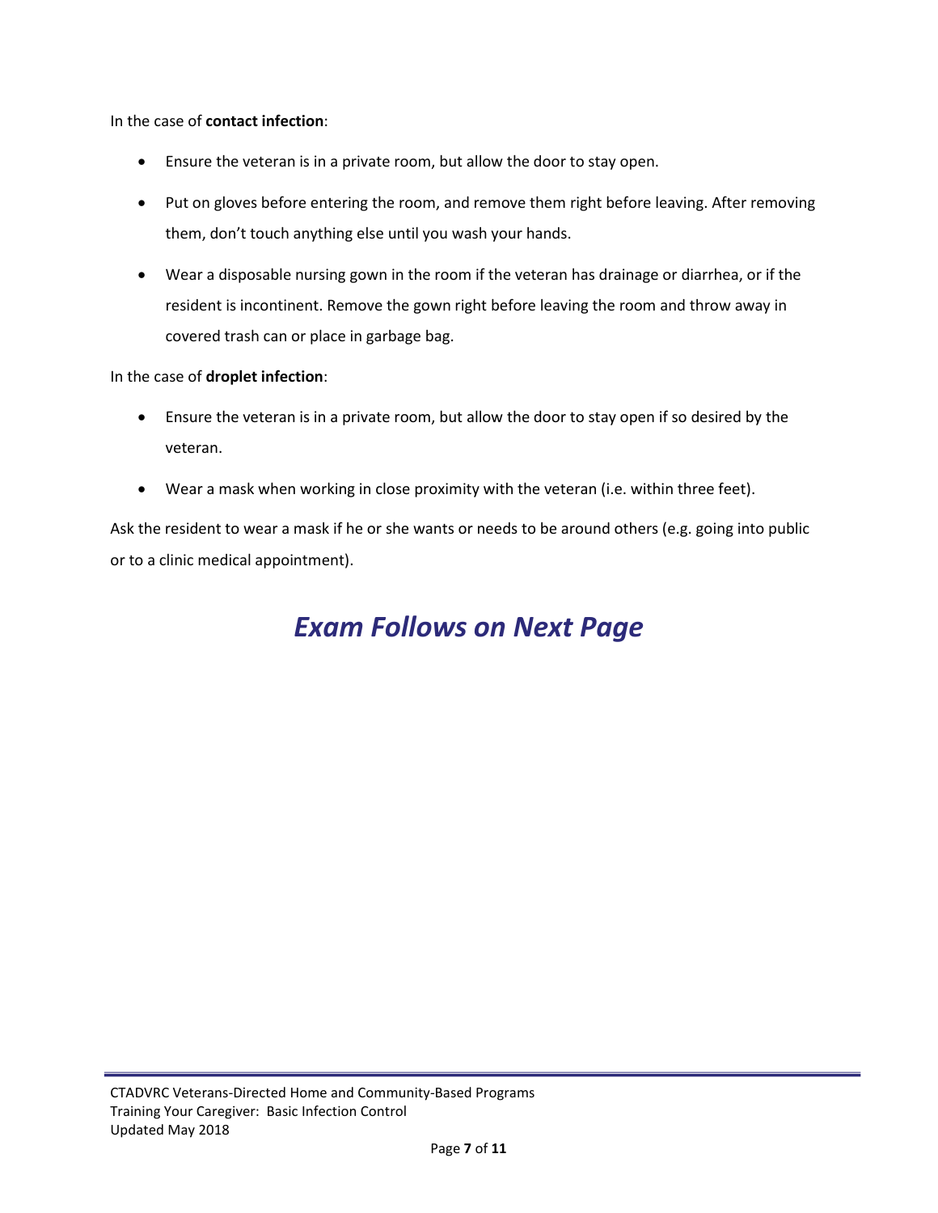In the case of **contact infection**:

- Ensure the veteran is in a private room, but allow the door to stay open.
- Put on gloves before entering the room, and remove them right before leaving. After removing them, don't touch anything else until you wash your hands.
- Wear a disposable nursing gown in the room if the veteran has drainage or diarrhea, or if the resident is incontinent. Remove the gown right before leaving the room and throw away in covered trash can or place in garbage bag.

In the case of **droplet infection**:

- Ensure the veteran is in a private room, but allow the door to stay open if so desired by the veteran.
- Wear a mask when working in close proximity with the veteran (i.e. within three feet).

Ask the resident to wear a mask if he or she wants or needs to be around others (e.g. going into public or to a clinic medical appointment).

## *Exam Follows on Next Page*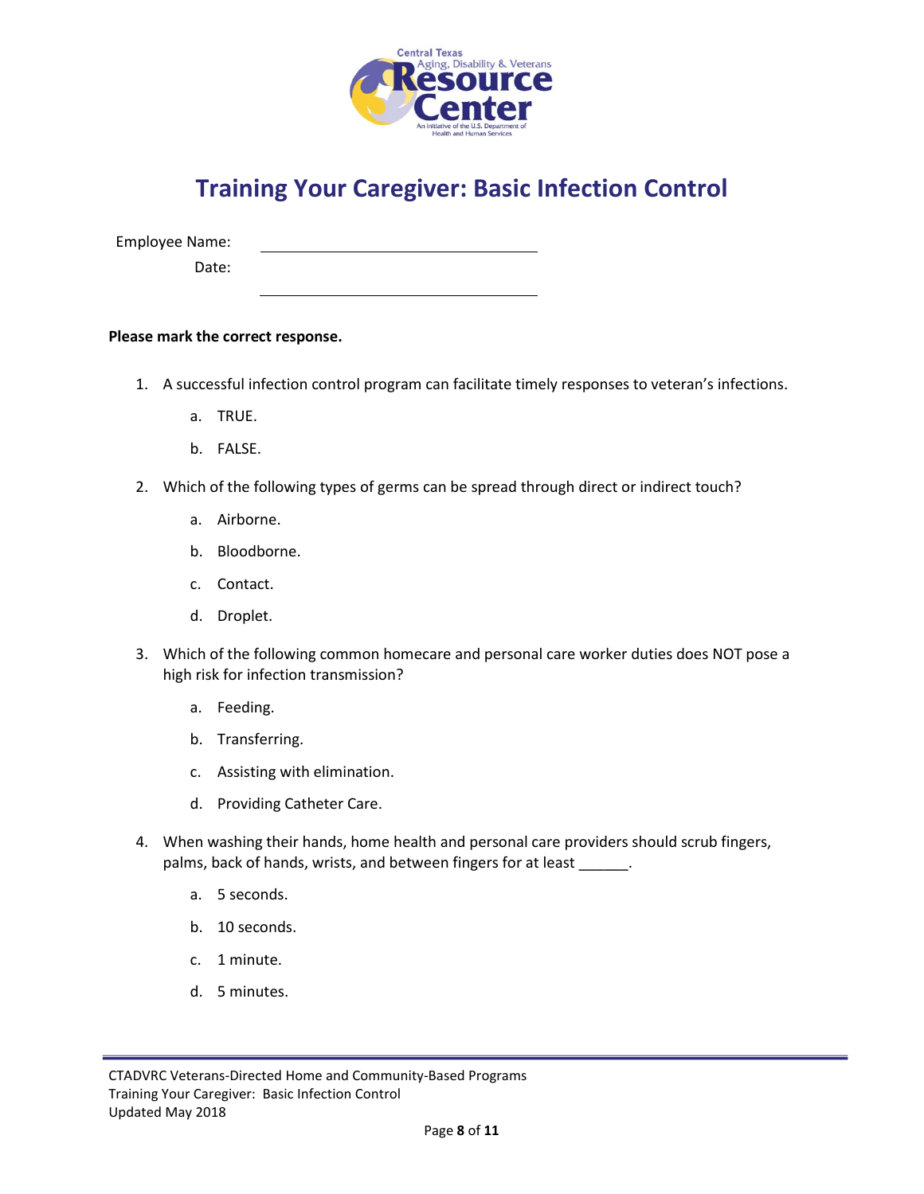# Training Your Caregiver: Basic Infection Control

Employee Name: ______________________________

Date: ______________________________

**Please mark the correct response.**

1. A successful infection control program can facilitate timely responses to veteran's infections.
   a. TRUE.
   b. FALSE.

2. Which of the following types of germs can be spread through direct or indirect touch?
   a. Airborne.
   b. Bloodborne.
   c. Contact.
   d. Droplet.

3. Which of the following common homecare and personal care worker duties does NOT pose a high risk for infection transmission?
   a. Feeding.
   b. Transferring.
   c. Assisting with elimination.
   d. Providing Catheter Care.

4. When washing their hands, home health and personal care providers should scrub fingers, palms, back of hands, wrists, and between fingers for at least ______.
   a. 5 seconds.
   b. 10 seconds.
   c. 1 minute.
   d. 5 minutes.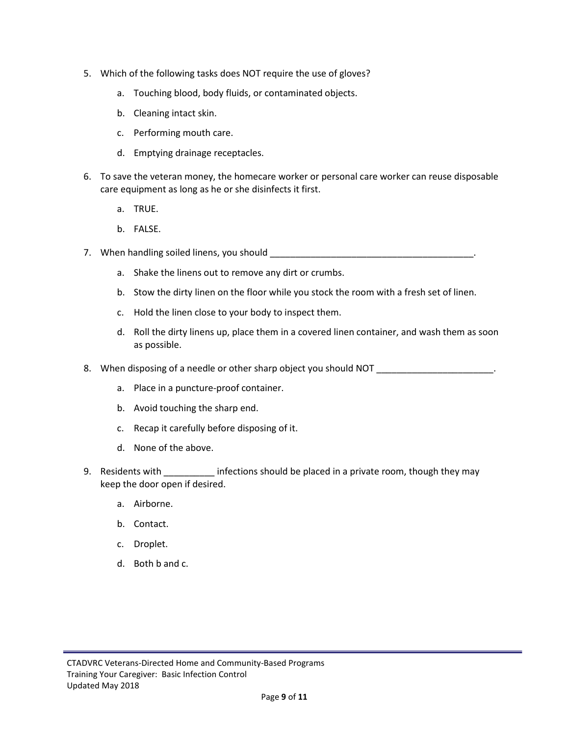5. Which of the following tasks does NOT require the use of gloves?

    a. Touching blood, body fluids, or contaminated objects.

    b. Cleaning intact skin.

    c. Performing mouth care.

    d. Emptying drainage receptacles.

6. To save the veteran money, the homecare worker or personal care worker can reuse disposable care equipment as long as he or she disinfects it first.

    a. TRUE.

    b. FALSE.

7. When handling soiled linens, you should ________________________________________.

    a. Shake the linens out to remove any dirt or crumbs.

    b. Stow the dirty linen on the floor while you stock the room with a fresh set of linen.

    c. Hold the linen close to your body to inspect them.

    d. Roll the dirty linens up, place them in a covered linen container, and wash them as soon as possible.

8. When disposing of a needle or other sharp object you should NOT _______________________.

    a. Place in a puncture-proof container.

    b. Avoid touching the sharp end.

    c. Recap it carefully before disposing of it.

    d. None of the above.

9. Residents with __________ infections should be placed in a private room, though they may keep the door open if desired.

    a. Airborne.

    b. Contact.

    c. Droplet.

    d. Both b and c.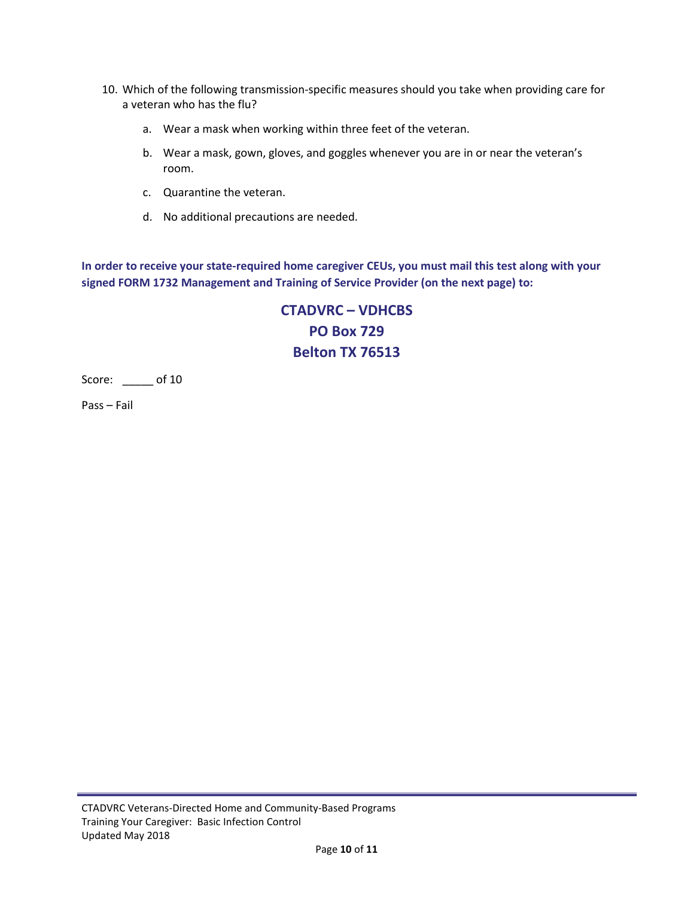10. Which of the following transmission-specific measures should you take when providing care for a veteran who has the flu?

    a. Wear a mask when working within three feet of the veteran.

    b. Wear a mask, gown, gloves, and goggles whenever you are in or near the veteran's room.

    c. Quarantine the veteran.

    d. No additional precautions are needed.

**In order to receive your state-required home caregiver CEUs, you must mail this test along with your signed FORM 1732 Management and Training of Service Provider (on the next page) to:**

**CTADVRC – VDHCBS**
**PO Box 729**
**Belton TX 76513**

Score: _____ of 10

Pass – Fail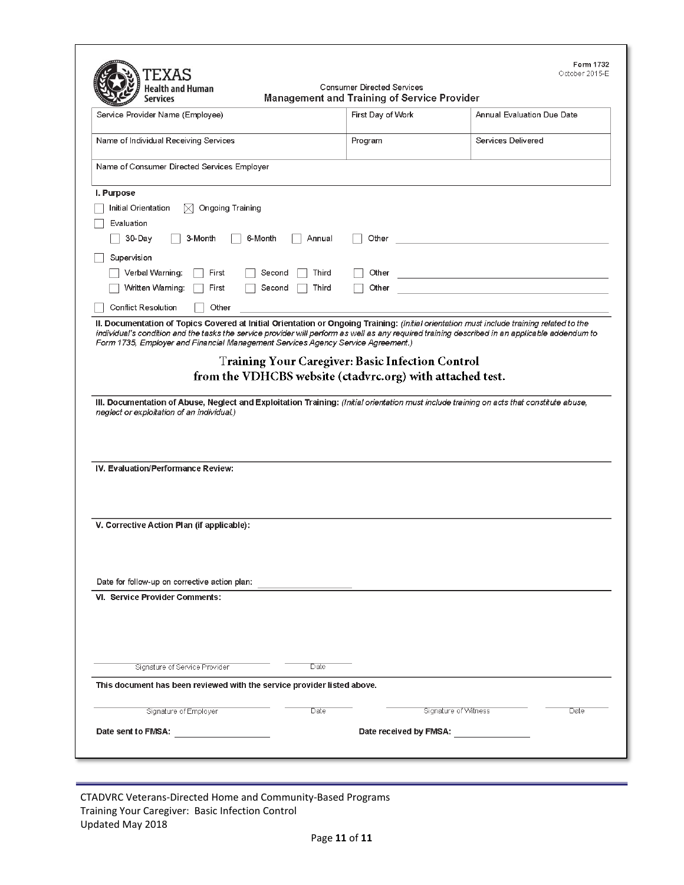TEXAS Health and Human Services

Form 1732
October 2015-E

Consumer Directed Services
**Management and Training of Service Provider**

| Service Provider Name (Employee) | First Day of Work | Annual Evaluation Due Date |
|---|---|---|
| Name of Individual Receiving Services | Program | Services Delivered |
| Name of Consumer Directed Services Employer | | |

**I. Purpose**

☐ Initial Orientation ☒ Ongoing Training

☐ Evaluation

☐ 30-Day ☐ 3-Month ☐ 6-Month ☐ Annual ☐ Other ______

☐ Supervision

☐ Verbal Warning: ☐ First ☐ Second ☐ Third ☐ Other ______

☐ Written Warning: ☐ First ☐ Second ☐ Third ☐ Other ______

☐ Conflict Resolution ☐ Other ______

**II. Documentation of Topics Covered at Initial Orientation or Ongoing Training:** *(Initial orientation must include training related to the individual's condition and the tasks the service provider will perform as well as any required training described in an applicable addendum to Form 1735, Employer and Financial Management Services Agency Service Agreement.)*

Training Your Caregiver: Basic Infection Control
from the VDHCBS website (ctadvrc.org) with attached test.

**III. Documentation of Abuse, Neglect and Exploitation Training:** *(Initial orientation must include training on acts that constitute abuse, neglect or exploitation of an individual.)*

**IV. Evaluation/Performance Review:**

**V. Corrective Action Plan (if applicable):**

Date for follow-up on corrective action plan: ______

**VI. Service Provider Comments:**

______ Signature of Service Provider ______ Date

**This document has been reviewed with the service provider listed above.**

______ Signature of Employer ______ Date ______ Signature of Witness ______ Date

**Date sent to FMSA:** ______ **Date received by FMSA:** ______

CTADVRC Veterans-Directed Home and Community-Based Programs
Training Your Caregiver: Basic Infection Control
Updated May 2018